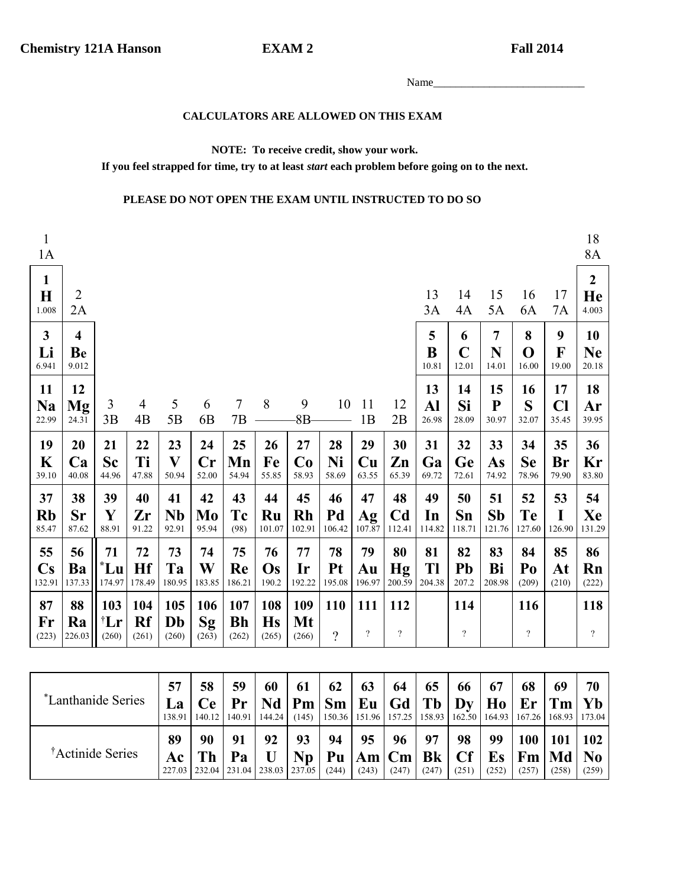**Chemistry 121A Hanson** **EXAM 2** **Fall 2014**

Name___________________________

**CALCULATORS ARE ALLOWED ON THIS EXAM**

**NOTE: To receive credit, show your work.**

**If you feel strapped for time, try to at least *start* each problem before going on to the next.**

**PLEASE DO NOT OPEN THE EXAM UNTIL INSTRUCTED TO DO SO**

| 1<br>1A | | | | | | | | | | | | | | | | | 18<br>8A |
|---|---|---|---|---|---|---|---|---|---|---|---|---|---|---|---|---|---|
| **1**<br>**H**<br>1.008 | 2<br>2A | | | | | | | | | | | 13<br>3A | 14<br>4A | 15<br>5A | 16<br>6A | 17<br>7A | **2**<br>**He**<br>4.003 |
| **3**<br>**Li**<br>6.941 | **4**<br>**Be**<br>9.012 | | | | | | | | | | | **5**<br>**B**<br>10.81 | **6**<br>**C**<br>12.01 | **7**<br>**N**<br>14.01 | **8**<br>**O**<br>16.00 | **9**<br>**F**<br>19.00 | **10**<br>**Ne**<br>20.18 |
| **11**<br>**Na**<br>22.99 | **12**<br>**Mg**<br>24.31 | 3<br>3B | 4<br>4B | 5<br>5B | 6<br>6B | 7<br>7B | 8 | 9<br>8B | 10 | 11<br>1B | 12<br>2B | **13**<br>**Al**<br>26.98 | **14**<br>**Si**<br>28.09 | **15**<br>**P**<br>30.97 | **16**<br>**S**<br>32.07 | **17**<br>**Cl**<br>35.45 | **18**<br>**Ar**<br>39.95 |
| **19**<br>**K**<br>39.10 | **20**<br>**Ca**<br>40.08 | **21**<br>**Sc**<br>44.96 | **22**<br>**Ti**<br>47.88 | **23**<br>**V**<br>50.94 | **24**<br>**Cr**<br>52.00 | **25**<br>**Mn**<br>54.94 | **26**<br>**Fe**<br>55.85 | **27**<br>**Co**<br>58.93 | **28**<br>**Ni**<br>58.69 | **29**<br>**Cu**<br>63.55 | **30**<br>**Zn**<br>65.39 | **31**<br>**Ga**<br>69.72 | **32**<br>**Ge**<br>72.61 | **33**<br>**As**<br>74.92 | **34**<br>**Se**<br>78.96 | **35**<br>**Br**<br>79.90 | **36**<br>**Kr**<br>83.80 |
| **37**<br>**Rb**<br>85.47 | **38**<br>**Sr**<br>87.62 | **39**<br>**Y**<br>88.91 | **40**<br>**Zr**<br>91.22 | **41**<br>**Nb**<br>92.91 | **42**<br>**Mo**<br>95.94 | **43**<br>**Tc**<br>(98) | **44**<br>**Ru**<br>101.07 | **45**<br>**Rh**<br>102.91 | **46**<br>**Pd**<br>106.42 | **47**<br>**Ag**<br>107.87 | **48**<br>**Cd**<br>112.41 | **49**<br>**In**<br>114.82 | **50**<br>**Sn**<br>118.71 | **51**<br>**Sb**<br>121.76 | **52**<br>**Te**<br>127.60 | **53**<br>**I**<br>126.90 | **54**<br>**Xe**<br>131.29 |
| **55**<br>**Cs**<br>132.91 | **56**<br>**Ba**<br>137.33 | **71**<br>***Lu**<br>174.97 | **72**<br>**Hf**<br>178.49 | **73**<br>**Ta**<br>180.95 | **74**<br>**W**<br>183.85 | **75**<br>**Re**<br>186.21 | **76**<br>**Os**<br>190.2 | **77**<br>**Ir**<br>192.22 | **78**<br>**Pt**<br>195.08 | **79**<br>**Au**<br>196.97 | **80**<br>**Hg**<br>200.59 | **81**<br>**Tl**<br>204.38 | **82**<br>**Pb**<br>207.2 | **83**<br>**Bi**<br>208.98 | **84**<br>**Po**<br>(209) | **85**<br>**At**<br>(210) | **86**<br>**Rn**<br>(222) |
| **87**<br>**Fr**<br>(223) | **88**<br>**Ra**<br>226.03 | **103**<br>**†Lr**<br>(260) | **104**<br>**Rf**<br>(261) | **105**<br>**Db**<br>(260) | **106**<br>**Sg**<br>(263) | **107**<br>**Bh**<br>(262) | **108**<br>**Hs**<br>(265) | **109**<br>**Mt**<br>(266) | **110**<br>? | **111**<br>? | **112**<br>? | | **114**<br>? | | **116**<br>? | | **118**<br>? |

| | 57 | 58 | 59 | 60 | 61 | 62 | 63 | 64 | 65 | 66 | 67 | 68 | 69 | 70 |
|---|---|---|---|---|---|---|---|---|---|---|---|---|---|---|
| *Lanthanide Series | **La**<br>138.91 | **Ce**<br>140.12 | **Pr**<br>140.91 | **Nd**<br>144.24 | **Pm**<br>(145) | **Sm**<br>150.36 | **Eu**<br>151.96 | **Gd**<br>157.25 | **Tb**<br>158.93 | **Dy**<br>162.50 | **Ho**<br>164.93 | **Er**<br>167.26 | **Tm**<br>168.93 | **Yb**<br>173.04 |
| | **89** | **90** | **91** | **92** | **93** | **94** | **95** | **96** | **97** | **98** | **99** | **100** | **101** | **102** |
| †Actinide Series | **Ac**<br>227.03 | **Th**<br>232.04 | **Pa**<br>231.04 | **U**<br>238.03 | **Np**<br>237.05 | **Pu**<br>(244) | **Am**<br>(243) | **Cm**<br>(247) | **Bk**<br>(247) | **Cf**<br>(251) | **Es**<br>(252) | **Fm**<br>(257) | **Md**<br>(258) | **No**<br>(259) |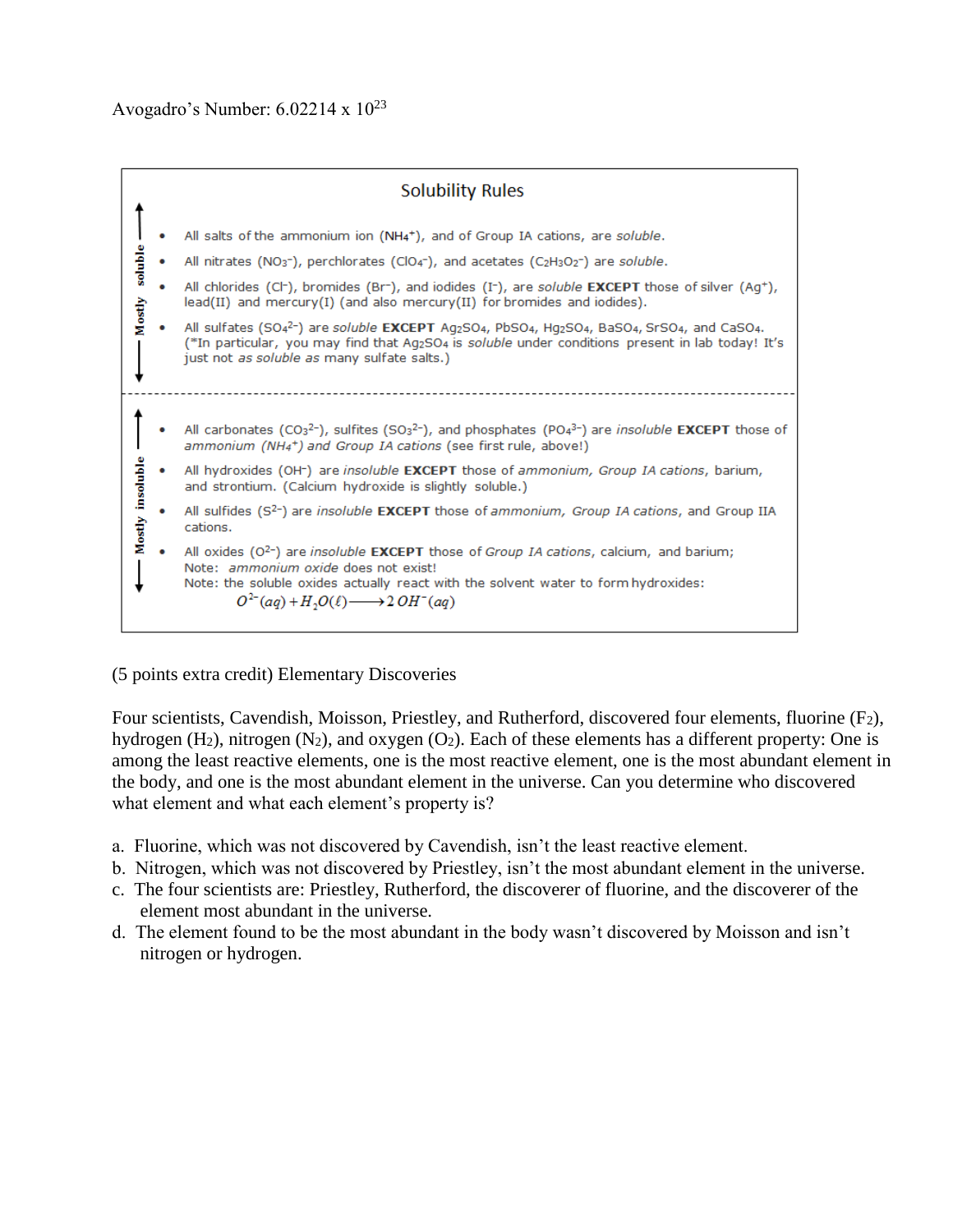Avogadro's Number: $6.02214 \times 10^{23}$

## Solubility Rules

**Mostly soluble**

- All salts of the ammonium ion ($NH_4^+$), and of Group IA cations, are *soluble*.
- All nitrates ($NO_3^-$), perchlorates ($ClO_4^-$), and acetates ($C_2H_3O_2^-$) are *soluble*.
- All chlorides ($Cl^-$), bromides ($Br^-$), and iodides ($I^-$), are *soluble* **EXCEPT** those of silver ($Ag^+$), lead(II) and mercury(I) (and also mercury(II) for bromides and iodides).
- All sulfates ($SO_4^{2-}$) are *soluble* **EXCEPT** $Ag_2SO_4$, $PbSO_4$, $Hg_2SO_4$, $BaSO_4$, $SrSO_4$, and $CaSO_4$. (*In particular, you may find that $Ag_2SO_4$ is *soluble* under conditions present in lab today! It's just not *as soluble as* many sulfate salts.)

---

**Mostly insoluble**

- All carbonates ($CO_3^{2-}$), sulfites ($SO_3^{2-}$), and phosphates ($PO_4^{3-}$) are *insoluble* **EXCEPT** those of *ammonium ($NH_4^+$) and Group IA cations* (see first rule, above!)
- All hydroxides ($OH^-$) are *insoluble* **EXCEPT** those of *ammonium, Group IA cations*, barium, and strontium. (Calcium hydroxide is slightly soluble.)
- All sulfides ($S^{2-}$) are *insoluble* **EXCEPT** those of *ammonium, Group IA cations*, and Group IIA cations.
- All oxides ($O^{2-}$) are *insoluble* **EXCEPT** those of *Group IA cations*, calcium, and barium;
  Note: *ammonium oxide* does not exist!
  Note: the soluble oxides actually react with the solvent water to form hydroxides:

$$O^{2-}(aq) + H_2O(\ell) \longrightarrow 2\,OH^-(aq)$$

(5 points extra credit) Elementary Discoveries

Four scientists, Cavendish, Moisson, Priestley, and Rutherford, discovered four elements, fluorine ($F_2$), hydrogen ($H_2$), nitrogen ($N_2$), and oxygen ($O_2$). Each of these elements has a different property: One is among the least reactive elements, one is the most reactive element, one is the most abundant element in the body, and one is the most abundant element in the universe. Can you determine who discovered what element and what each element's property is?

a. Fluorine, which was not discovered by Cavendish, isn't the least reactive element.
b. Nitrogen, which was not discovered by Priestley, isn't the most abundant element in the universe.
c. The four scientists are: Priestley, Rutherford, the discoverer of fluorine, and the discoverer of the element most abundant in the universe.
d. The element found to be the most abundant in the body wasn't discovered by Moisson and isn't nitrogen or hydrogen.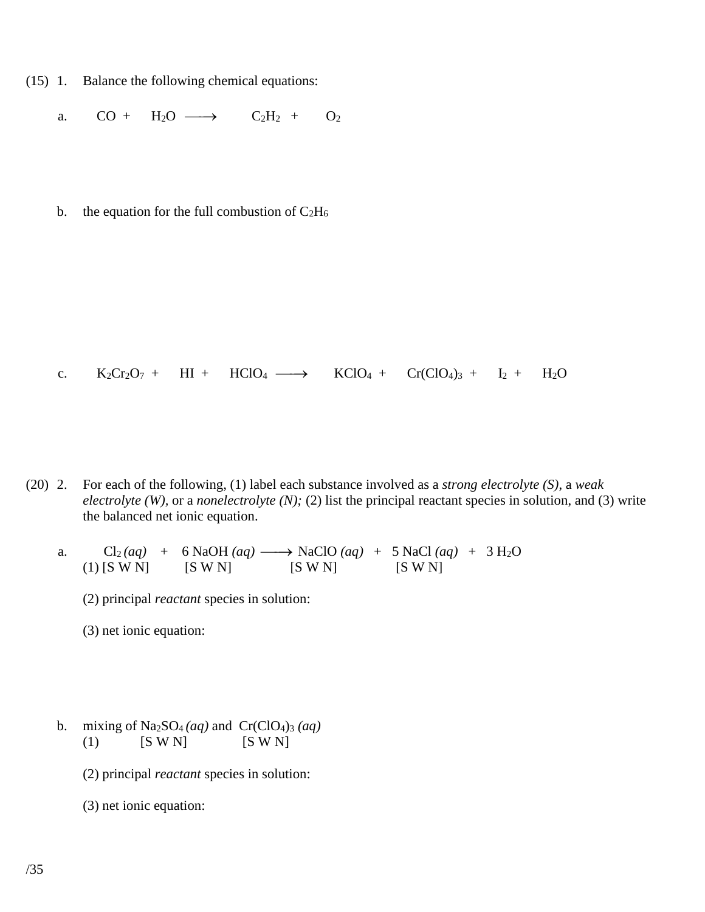(15) 1. Balance the following chemical equations:

a. $CO$ + $H_2O$ $\longrightarrow$ $C_2H_2$ + $O_2$

b. the equation for the full combustion of $C_2H_6$

c. $K_2Cr_2O_7$ + $HI$ + $HClO_4$ $\longrightarrow$ $KClO_4$ + $Cr(ClO_4)_3$ + $I_2$ + $H_2O$

(20) 2. For each of the following, (1) label each substance involved as a *strong electrolyte (S)*, a *weak electrolyte (W)*, or a *nonelectrolyte (N);* (2) list the principal reactant species in solution, and (3) write the balanced net ionic equation.

a. $Cl_2$ *(aq)* + 6 NaOH *(aq)* $\longrightarrow$ NaClO *(aq)* + 5 NaCl *(aq)* + 3 $H_2O$

(1) [S W N] [S W N] [S W N] [S W N]

(2) principal *reactant* species in solution:

(3) net ionic equation:

b. mixing of $Na_2SO_4$ *(aq)* and $Cr(ClO_4)_3$ *(aq)*

(1) [S W N] [S W N]

(2) principal *reactant* species in solution:

(3) net ionic equation:

/35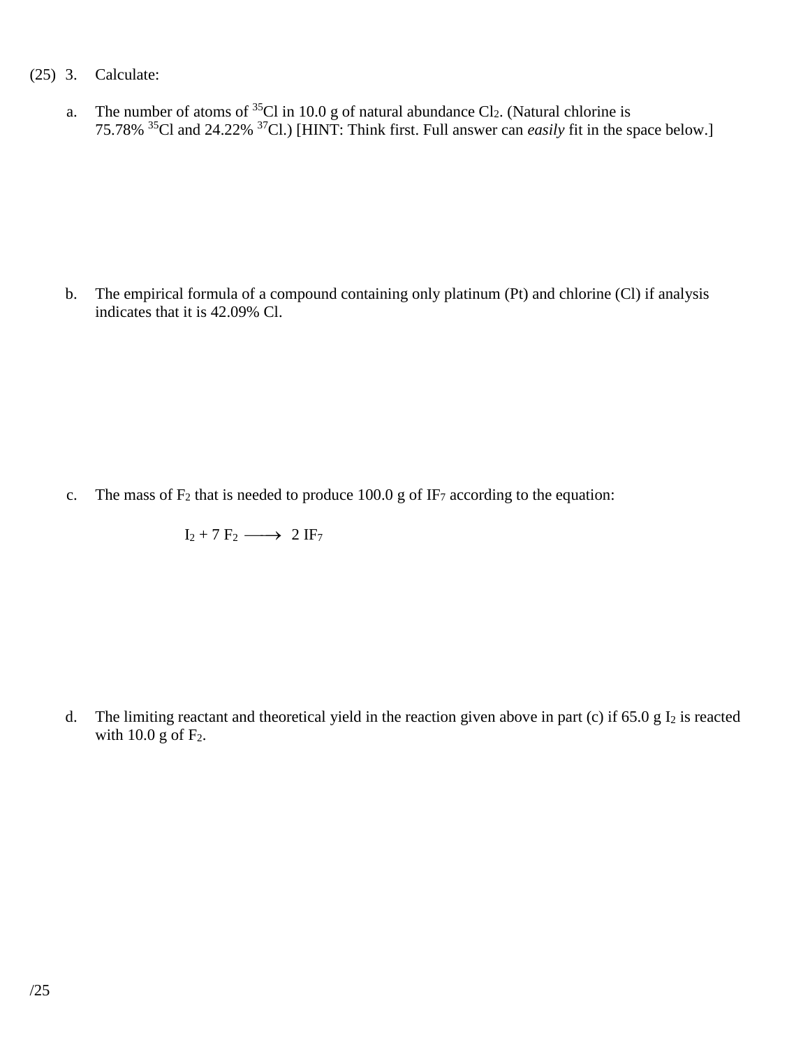(25) 3. Calculate:

a. The number of atoms of $^{35}Cl$ in 10.0 g of natural abundance $Cl_2$. (Natural chlorine is 75.78% $^{35}Cl$ and 24.22% $^{37}Cl$.) [HINT: Think first. Full answer can *easily* fit in the space below.]

b. The empirical formula of a compound containing only platinum (Pt) and chlorine (Cl) if analysis indicates that it is 42.09% Cl.

c. The mass of $F_2$ that is needed to produce 100.0 g of $IF_7$ according to the equation:

$$I_2 + 7\,F_2 \longrightarrow 2\,IF_7$$

d. The limiting reactant and theoretical yield in the reaction given above in part (c) if 65.0 g $I_2$ is reacted with 10.0 g of $F_2$.

/25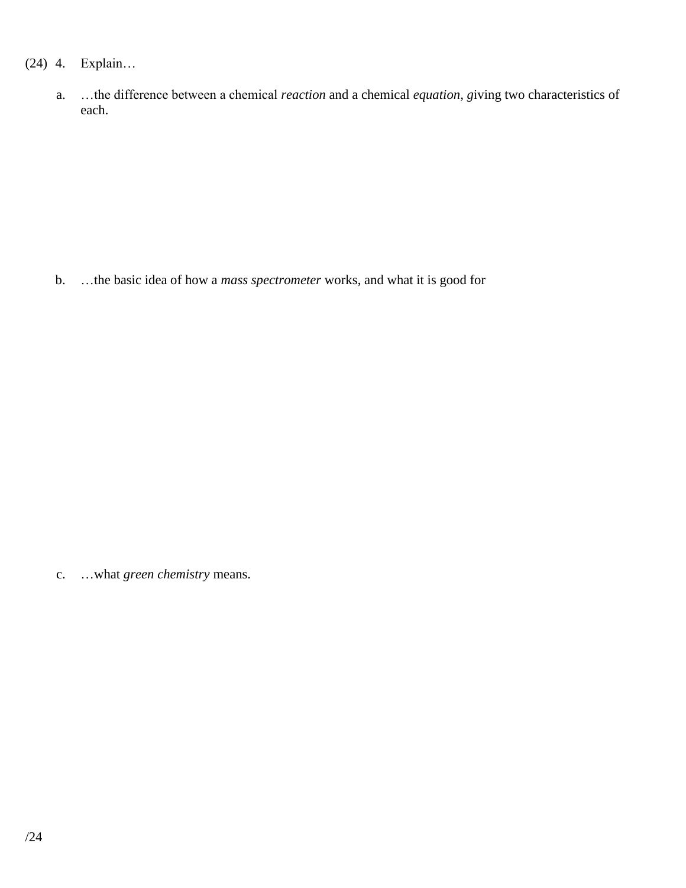(24) 4. Explain…

a. …the difference between a chemical *reaction* and a chemical *equation*, *g*iving two characteristics of each.

b. …the basic idea of how a *mass spectrometer* works, and what it is good for

c. …what *green chemistry* means.

/24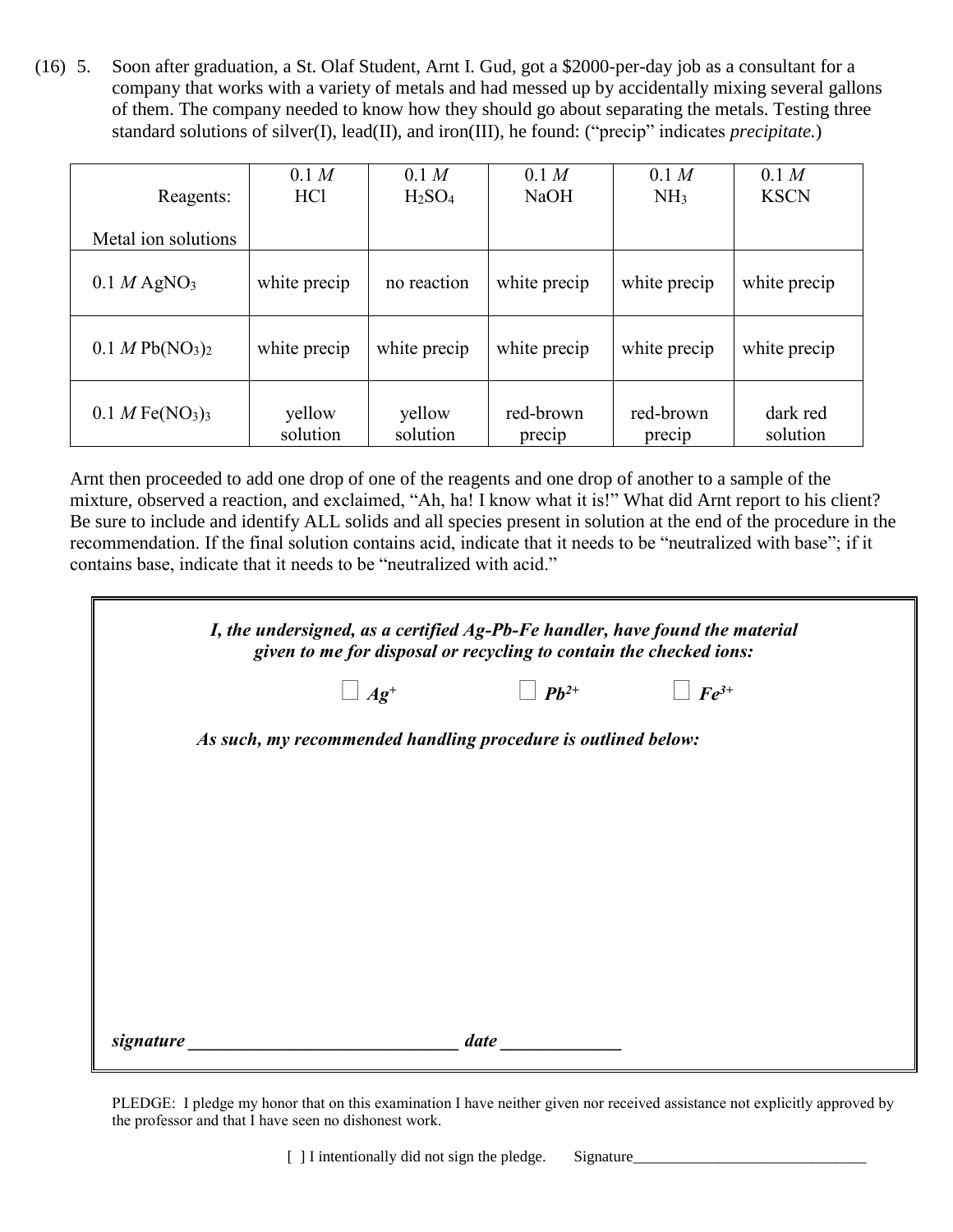(16) 5. Soon after graduation, a St. Olaf Student, Arnt I. Gud, got a \$2000-per-day job as a consultant for a company that works with a variety of metals and had messed up by accidentally mixing several gallons of them. The company needed to know how they should go about separating the metals. Testing three standard solutions of silver(I), lead(II), and iron(III), he found: ("precip" indicates *precipitate.*)

| Reagents: / Metal ion solutions | 0.1 *M* HCl | 0.1 *M* $H_2SO_4$ | 0.1 *M* NaOH | 0.1 *M* $NH_3$ | 0.1 *M* KSCN |
|---|---|---|---|---|---|
| 0.1 *M* $AgNO_3$ | white precip | no reaction | white precip | white precip | white precip |
| 0.1 *M* $Pb(NO_3)_2$ | white precip | white precip | white precip | white precip | white precip |
| 0.1 *M* $Fe(NO_3)_3$ | yellow solution | yellow solution | red-brown precip | red-brown precip | dark red solution |

Arnt then proceeded to add one drop of one of the reagents and one drop of another to a sample of the mixture, observed a reaction, and exclaimed, "Ah, ha! I know what it is!" What did Arnt report to his client? Be sure to include and identify ALL solids and all species present in solution at the end of the procedure in the recommendation. If the final solution contains acid, indicate that it needs to be "neutralized with base"; if it contains base, indicate that it needs to be "neutralized with acid."

***I, the undersigned, as a certified Ag-Pb-Fe handler, have found the material given to me for disposal or recycling to contain the checked ions:***

☐ $Ag^{+}$ ☐ $Pb^{2+}$ ☐ $Fe^{3+}$

***As such, my recommended handling procedure is outlined below:***

***signature*** ______________________________ ***date*** _____________

PLEDGE: I pledge my honor that on this examination I have neither given nor received assistance not explicitly approved by the professor and that I have seen no dishonest work.

[ ] I intentionally did not sign the pledge. Signature_______________________________